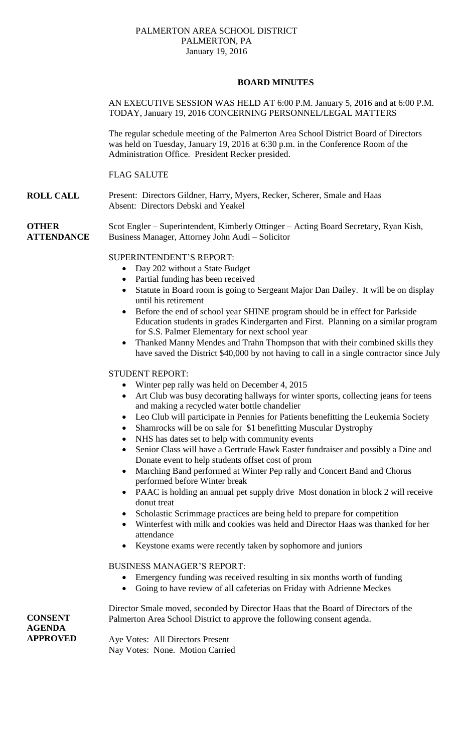PALMERTON AREA SCHOOL DISTRICT
PALMERTON, PA
January 19, 2016

## BOARD MINUTES

AN EXECUTIVE SESSION WAS HELD AT 6:00 P.M. January 5, 2016 and at 6:00 P.M. TODAY, January 19, 2016 CONCERNING PERSONNEL/LEGAL MATTERS

The regular schedule meeting of the Palmerton Area School District Board of Directors was held on Tuesday, January 19, 2016 at 6:30 p.m. in the Conference Room of the Administration Office. President Recker presided.

FLAG SALUTE

**ROLL CALL**

Present: Directors Gildner, Harry, Myers, Recker, Scherer, Smale and Haas
Absent: Directors Debski and Yeakel

**OTHER ATTENDANCE**

Scot Engler – Superintendent, Kimberly Ottinger – Acting Board Secretary, Ryan Kish, Business Manager, Attorney John Audi – Solicitor

SUPERINTENDENT'S REPORT:

- Day 202 without a State Budget
- Partial funding has been received
- Statute in Board room is going to Sergeant Major Dan Dailey. It will be on display until his retirement
- Before the end of school year SHINE program should be in effect for Parkside Education students in grades Kindergarten and First. Planning on a similar program for S.S. Palmer Elementary for next school year
- Thanked Manny Mendes and Trahn Thompson that with their combined skills they have saved the District $40,000 by not having to call in a single contractor since July

STUDENT REPORT:

- Winter pep rally was held on December 4, 2015
- Art Club was busy decorating hallways for winter sports, collecting jeans for teens and making a recycled water bottle chandelier
- Leo Club will participate in Pennies for Patients benefitting the Leukemia Society
- Shamrocks will be on sale for $1 benefitting Muscular Dystrophy
- NHS has dates set to help with community events
- Senior Class will have a Gertrude Hawk Easter fundraiser and possibly a Dine and Donate event to help students offset cost of prom
- Marching Band performed at Winter Pep rally and Concert Band and Chorus performed before Winter break
- PAAC is holding an annual pet supply drive Most donation in block 2 will receive donut treat
- Scholastic Scrimmage practices are being held to prepare for competition
- Winterfest with milk and cookies was held and Director Haas was thanked for her attendance
- Keystone exams were recently taken by sophomore and juniors

BUSINESS MANAGER'S REPORT:

- Emergency funding was received resulting in six months worth of funding
- Going to have review of all cafeterias on Friday with Adrienne Meckes

**CONSENT AGENDA APPROVED**

Director Smale moved, seconded by Director Haas that the Board of Directors of the Palmerton Area School District to approve the following consent agenda.

Aye Votes: All Directors Present
Nay Votes: None. Motion Carried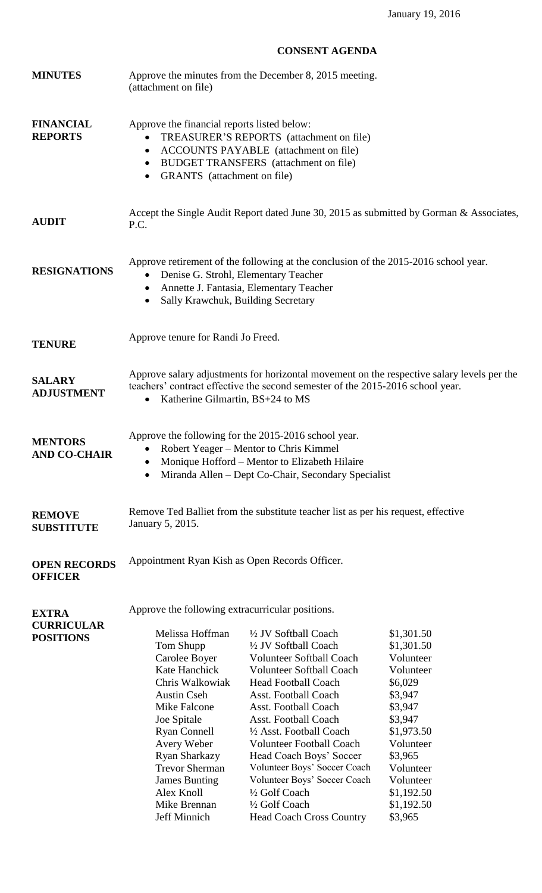January 19, 2016

# CONSENT AGENDA

**MINUTES**

Approve the minutes from the December 8, 2015 meeting. (attachment on file)

**FINANCIAL REPORTS**

Approve the financial reports listed below:

- TREASURER'S REPORTS (attachment on file)
- ACCOUNTS PAYABLE (attachment on file)
- BUDGET TRANSFERS (attachment on file)
- GRANTS (attachment on file)

**AUDIT**

Accept the Single Audit Report dated June 30, 2015 as submitted by Gorman & Associates, P.C.

**RESIGNATIONS**

Approve retirement of the following at the conclusion of the 2015-2016 school year.

- Denise G. Strohl, Elementary Teacher
- Annette J. Fantasia, Elementary Teacher
- Sally Krawchuk, Building Secretary

**TENURE**

Approve tenure for Randi Jo Freed.

**SALARY ADJUSTMENT**

Approve salary adjustments for horizontal movement on the respective salary levels per the teachers' contract effective the second semester of the 2015-2016 school year.

- Katherine Gilmartin, BS+24 to MS

**MENTORS AND CO-CHAIR**

Approve the following for the 2015-2016 school year.

- Robert Yeager – Mentor to Chris Kimmel
- Monique Hofford – Mentor to Elizabeth Hilaire
- Miranda Allen – Dept Co-Chair, Secondary Specialist

**REMOVE SUBSTITUTE**

Remove Ted Balliet from the substitute teacher list as per his request, effective January 5, 2015.

**OPEN RECORDS OFFICER**

Appointment Ryan Kish as Open Records Officer.

**EXTRA CURRICULAR POSITIONS**

Approve the following extracurricular positions.

| Name | Position | Amount |
|---|---|---|
| Melissa Hoffman | ½ JV Softball Coach | $1,301.50 |
| Tom Shupp | ½ JV Softball Coach | $1,301.50 |
| Carolee Boyer | Volunteer Softball Coach | Volunteer |
| Kate Hanchick | Volunteer Softball Coach | Volunteer |
| Chris Walkowiak | Head Football Coach | $6,029 |
| Austin Cseh | Asst. Football Coach | $3,947 |
| Mike Falcone | Asst. Football Coach | $3,947 |
| Joe Spitale | Asst. Football Coach | $3,947 |
| Ryan Connell | ½ Asst. Football Coach | $1,973.50 |
| Avery Weber | Volunteer Football Coach | Volunteer |
| Ryan Sharkazy | Head Coach Boys' Soccer | $3,965 |
| Trevor Sherman | Volunteer Boys' Soccer Coach | Volunteer |
| James Bunting | Volunteer Boys' Soccer Coach | Volunteer |
| Alex Knoll | ½ Golf Coach | $1,192.50 |
| Mike Brennan | ½ Golf Coach | $1,192.50 |
| Jeff Minnich | Head Coach Cross Country | $3,965 |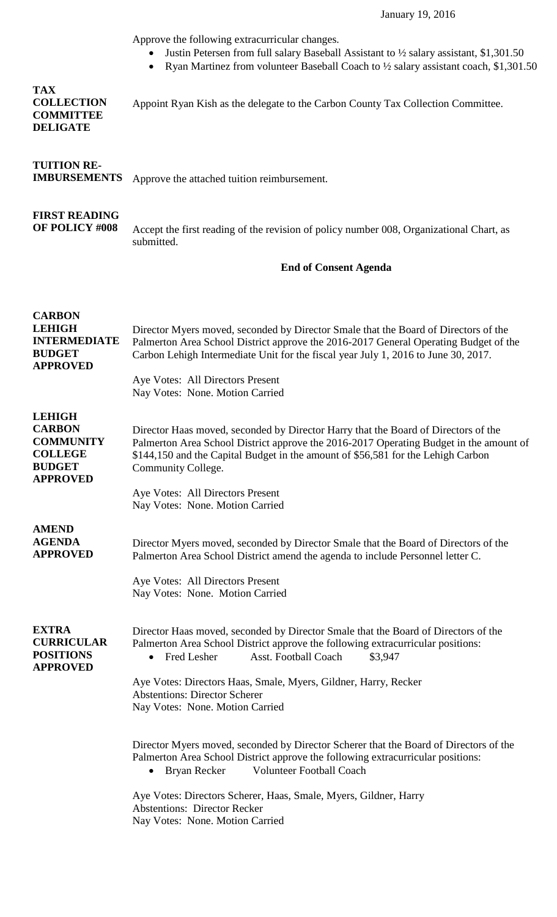Approve the following extracurricular changes.

- Justin Petersen from full salary Baseball Assistant to ½ salary assistant, $1,301.50
- Ryan Martinez from volunteer Baseball Coach to ½ salary assistant coach, $1,301.50

**TAX COLLECTION COMMITTEE DELIGATE**

Appoint Ryan Kish as the delegate to the Carbon County Tax Collection Committee.

**TUITION RE-IMBURSEMENTS**

Approve the attached tuition reimbursement.

**FIRST READING OF POLICY #008**

Accept the first reading of the revision of policy number 008, Organizational Chart, as submitted.

**End of Consent Agenda**

**CARBON LEHIGH INTERMEDIATE BUDGET APPROVED**

Director Myers moved, seconded by Director Smale that the Board of Directors of the Palmerton Area School District approve the 2016-2017 General Operating Budget of the Carbon Lehigh Intermediate Unit for the fiscal year July 1, 2016 to June 30, 2017.

Aye Votes: All Directors Present
Nay Votes: None. Motion Carried

**LEHIGH CARBON COMMUNITY COLLEGE BUDGET APPROVED**

Director Haas moved, seconded by Director Harry that the Board of Directors of the Palmerton Area School District approve the 2016-2017 Operating Budget in the amount of $144,150 and the Capital Budget in the amount of $56,581 for the Lehigh Carbon Community College.

Aye Votes: All Directors Present
Nay Votes: None. Motion Carried

**AMEND AGENDA APPROVED**

Director Myers moved, seconded by Director Smale that the Board of Directors of the Palmerton Area School District amend the agenda to include Personnel letter C.

Aye Votes: All Directors Present
Nay Votes: None. Motion Carried

**EXTRA CURRICULAR POSITIONS APPROVED**

Director Haas moved, seconded by Director Smale that the Board of Directors of the Palmerton Area School District approve the following extracurricular positions:

- Fred Lesher    Asst. Football Coach    $3,947

Aye Votes: Directors Haas, Smale, Myers, Gildner, Harry, Recker
Abstentions: Director Scherer
Nay Votes: None. Motion Carried

Director Myers moved, seconded by Director Scherer that the Board of Directors of the Palmerton Area School District approve the following extracurricular positions:

- Bryan Recker    Volunteer Football Coach

Aye Votes: Directors Scherer, Haas, Smale, Myers, Gildner, Harry
Abstentions: Director Recker
Nay Votes: None. Motion Carried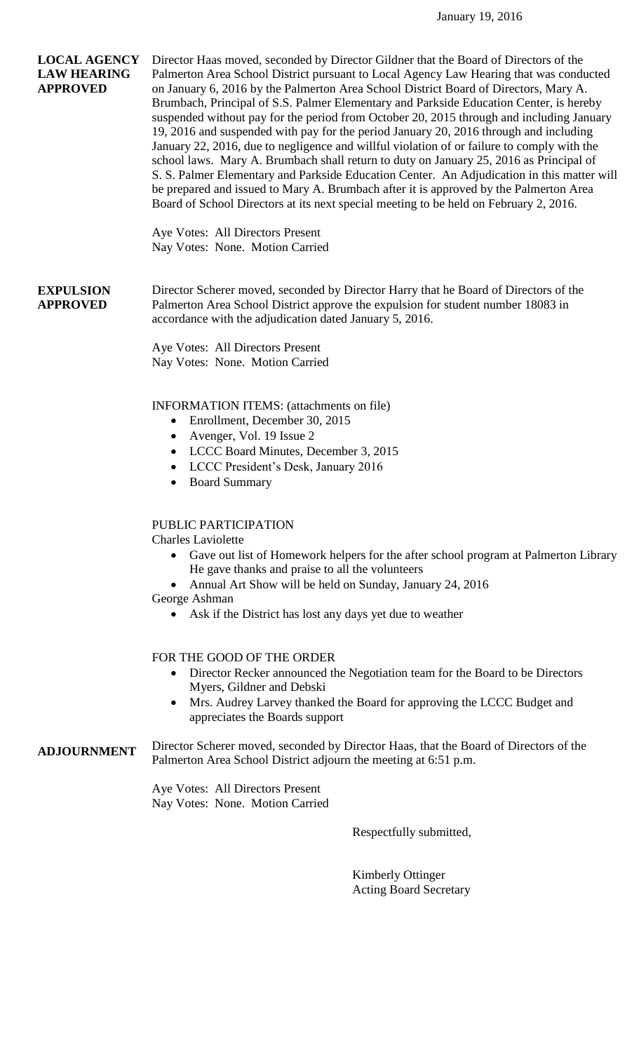January 19, 2016

**LOCAL AGENCY LAW HEARING APPROVED**

Director Haas moved, seconded by Director Gildner that the Board of Directors of the Palmerton Area School District pursuant to Local Agency Law Hearing that was conducted on January 6, 2016 by the Palmerton Area School District Board of Directors, Mary A. Brumbach, Principal of S.S. Palmer Elementary and Parkside Education Center, is hereby suspended without pay for the period from October 20, 2015 through and including January 19, 2016 and suspended with pay for the period January 20, 2016 through and including January 22, 2016, due to negligence and willful violation of or failure to comply with the school laws. Mary A. Brumbach shall return to duty on January 25, 2016 as Principal of S. S. Palmer Elementary and Parkside Education Center. An Adjudication in this matter will be prepared and issued to Mary A. Brumbach after it is approved by the Palmerton Area Board of School Directors at its next special meeting to be held on February 2, 2016.

Aye Votes: All Directors Present
Nay Votes: None. Motion Carried

**EXPULSION APPROVED**

Director Scherer moved, seconded by Director Harry that he Board of Directors of the Palmerton Area School District approve the expulsion for student number 18083 in accordance with the adjudication dated January 5, 2016.

Aye Votes: All Directors Present
Nay Votes: None. Motion Carried

INFORMATION ITEMS: (attachments on file)

- Enrollment, December 30, 2015
- Avenger, Vol. 19 Issue 2
- LCCC Board Minutes, December 3, 2015
- LCCC President's Desk, January 2016
- Board Summary

PUBLIC PARTICIPATION

Charles Laviolette

- Gave out list of Homework helpers for the after school program at Palmerton Library He gave thanks and praise to all the volunteers
- Annual Art Show will be held on Sunday, January 24, 2016

George Ashman

- Ask if the District has lost any days yet due to weather

FOR THE GOOD OF THE ORDER

- Director Recker announced the Negotiation team for the Board to be Directors Myers, Gildner and Debski
- Mrs. Audrey Larvey thanked the Board for approving the LCCC Budget and appreciates the Boards support

**ADJOURNMENT**

Director Scherer moved, seconded by Director Haas, that the Board of Directors of the Palmerton Area School District adjourn the meeting at 6:51 p.m.

Aye Votes: All Directors Present
Nay Votes: None. Motion Carried

Respectfully submitted,

Kimberly Ottinger
Acting Board Secretary